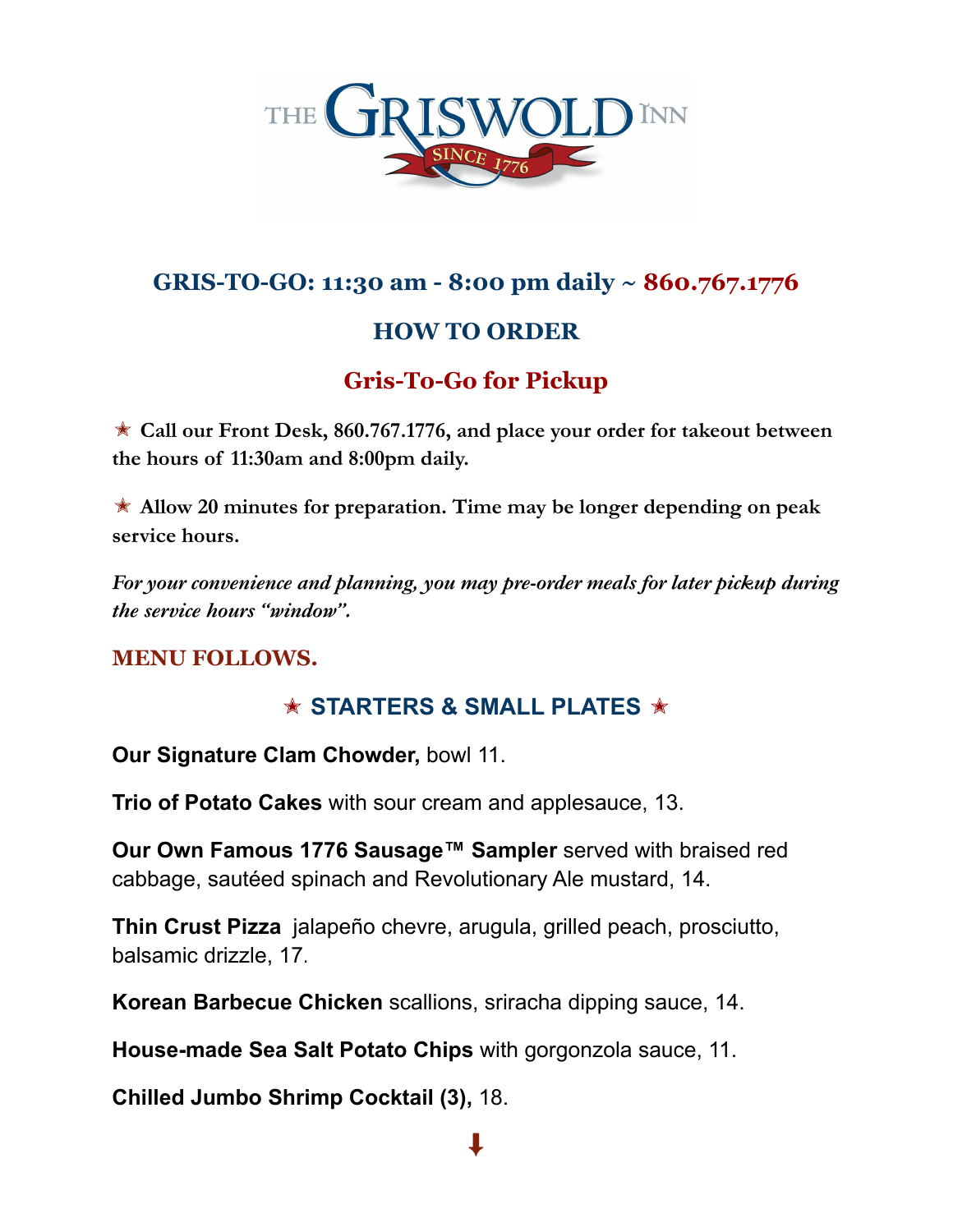# THE GRISWOLD INN

SINCE 1776

## GRIS-TO-GO: 11:30 am - 8:00 pm daily ~ 860.767.1776

## HOW TO ORDER

### Gris-To-Go for Pickup

✭ **Call our Front Desk, 860.767.1776, and place your order for takeout between the hours of 11:30am and 8:00pm daily.**

✭ **Allow 20 minutes for preparation. Time may be longer depending on peak service hours.**

*For your convenience and planning, you may pre-order meals for later pickup during the service hours "window".*

**MENU FOLLOWS.**

## ✭ STARTERS & SMALL PLATES ✭

**Our Signature Clam Chowder,** bowl 11.

**Trio of Potato Cakes** with sour cream and applesauce, 13.

**Our Own Famous 1776 Sausage™ Sampler** served with braised red cabbage, sautéed spinach and Revolutionary Ale mustard, 14.

**Thin Crust Pizza** jalapeño chevre, arugula, grilled peach, prosciutto, balsamic drizzle, 17.

**Korean Barbecue Chicken** scallions, sriracha dipping sauce, 14.

**House-made Sea Salt Potato Chips** with gorgonzola sauce, 11.

**Chilled Jumbo Shrimp Cocktail (3),** 18.

⬇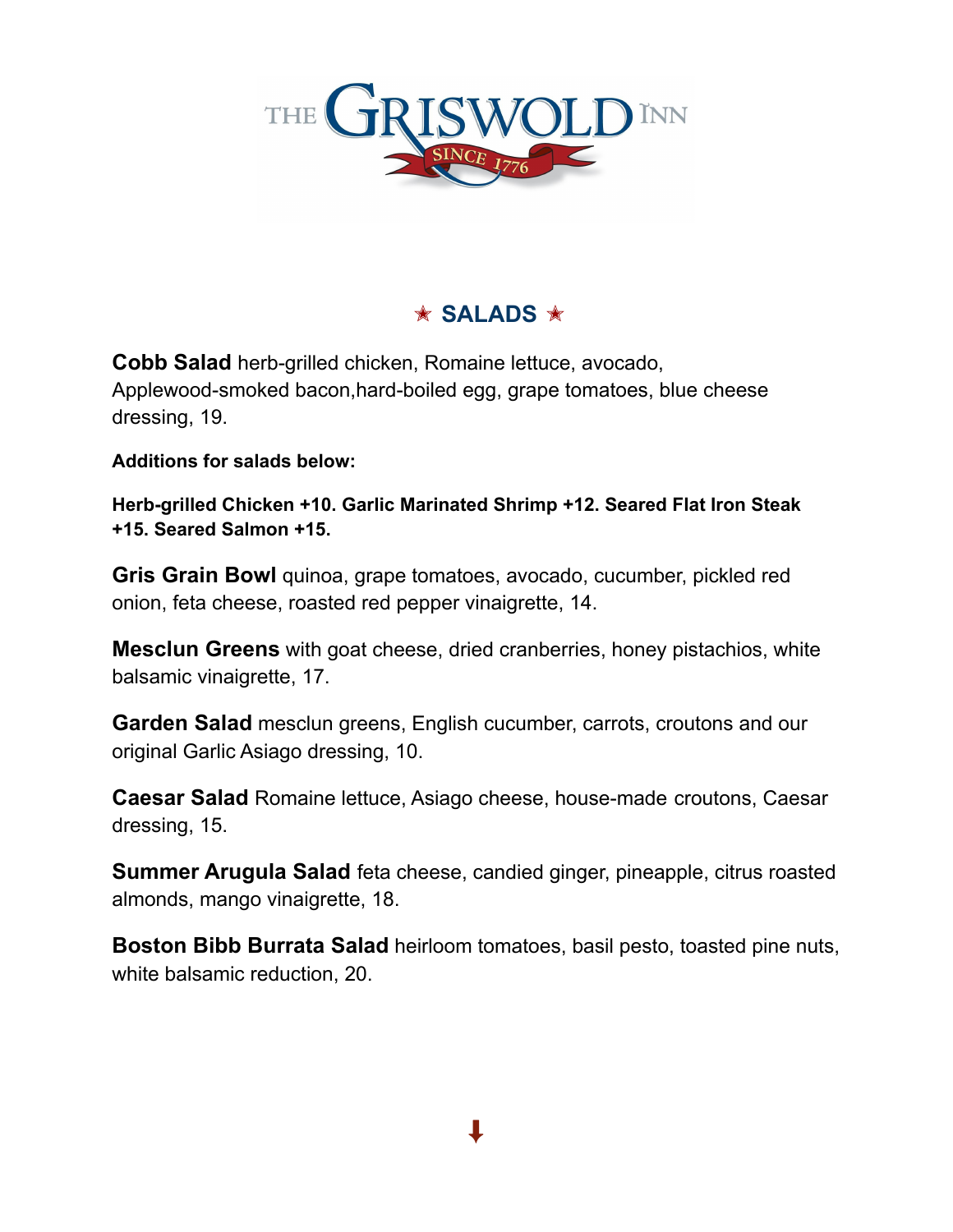# THE GRISWOLD INN

SINCE 1776

## ★ SALADS ★

**Cobb Salad** herb-grilled chicken, Romaine lettuce, avocado, Applewood-smoked bacon,hard-boiled egg, grape tomatoes, blue cheese dressing, 19.

**Additions for salads below:**

**Herb-grilled Chicken +10. Garlic Marinated Shrimp +12. Seared Flat Iron Steak +15. Seared Salmon +15.**

**Gris Grain Bowl** quinoa, grape tomatoes, avocado, cucumber, pickled red onion, feta cheese, roasted red pepper vinaigrette, 14.

**Mesclun Greens** with goat cheese, dried cranberries, honey pistachios, white balsamic vinaigrette, 17.

**Garden Salad** mesclun greens, English cucumber, carrots, croutons and our original Garlic Asiago dressing, 10.

**Caesar Salad** Romaine lettuce, Asiago cheese, house-made croutons, Caesar dressing, 15.

**Summer Arugula Salad** feta cheese, candied ginger, pineapple, citrus roasted almonds, mango vinaigrette, 18.

**Boston Bibb Burrata Salad** heirloom tomatoes, basil pesto, toasted pine nuts, white balsamic reduction, 20.

⬇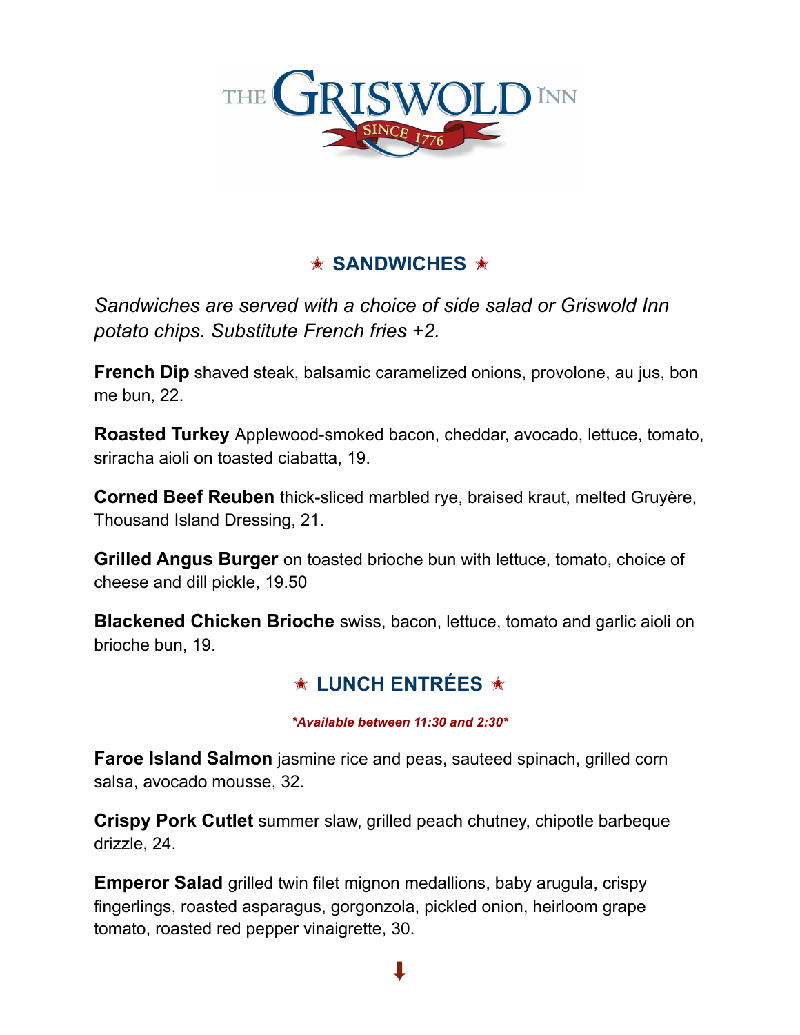# THE GRISWOLD INN

SINCE 1776

## ★ SANDWICHES ★

*Sandwiches are served with a choice of side salad or Griswold Inn potato chips. Substitute French fries +2.*

**French Dip** shaved steak, balsamic caramelized onions, provolone, au jus, bon me bun, 22.

**Roasted Turkey** Applewood-smoked bacon, cheddar, avocado, lettuce, tomato, sriracha aioli on toasted ciabatta, 19.

**Corned Beef Reuben** thick-sliced marbled rye, braised kraut, melted Gruyère, Thousand Island Dressing, 21.

**Grilled Angus Burger** on toasted brioche bun with lettuce, tomato, choice of cheese and dill pickle, 19.50

**Blackened Chicken Brioche** swiss, bacon, lettuce, tomato and garlic aioli on brioche bun, 19.

## ★ LUNCH ENTRÉES ★

***Available between 11:30 and 2:30***

**Faroe Island Salmon** jasmine rice and peas, sauteed spinach, grilled corn salsa, avocado mousse, 32.

**Crispy Pork Cutlet** summer slaw, grilled peach chutney, chipotle barbeque drizzle, 24.

**Emperor Salad** grilled twin filet mignon medallions, baby arugula, crispy fingerlings, roasted asparagus, gorgonzola, pickled onion, heirloom grape tomato, roasted red pepper vinaigrette, 30.

⬇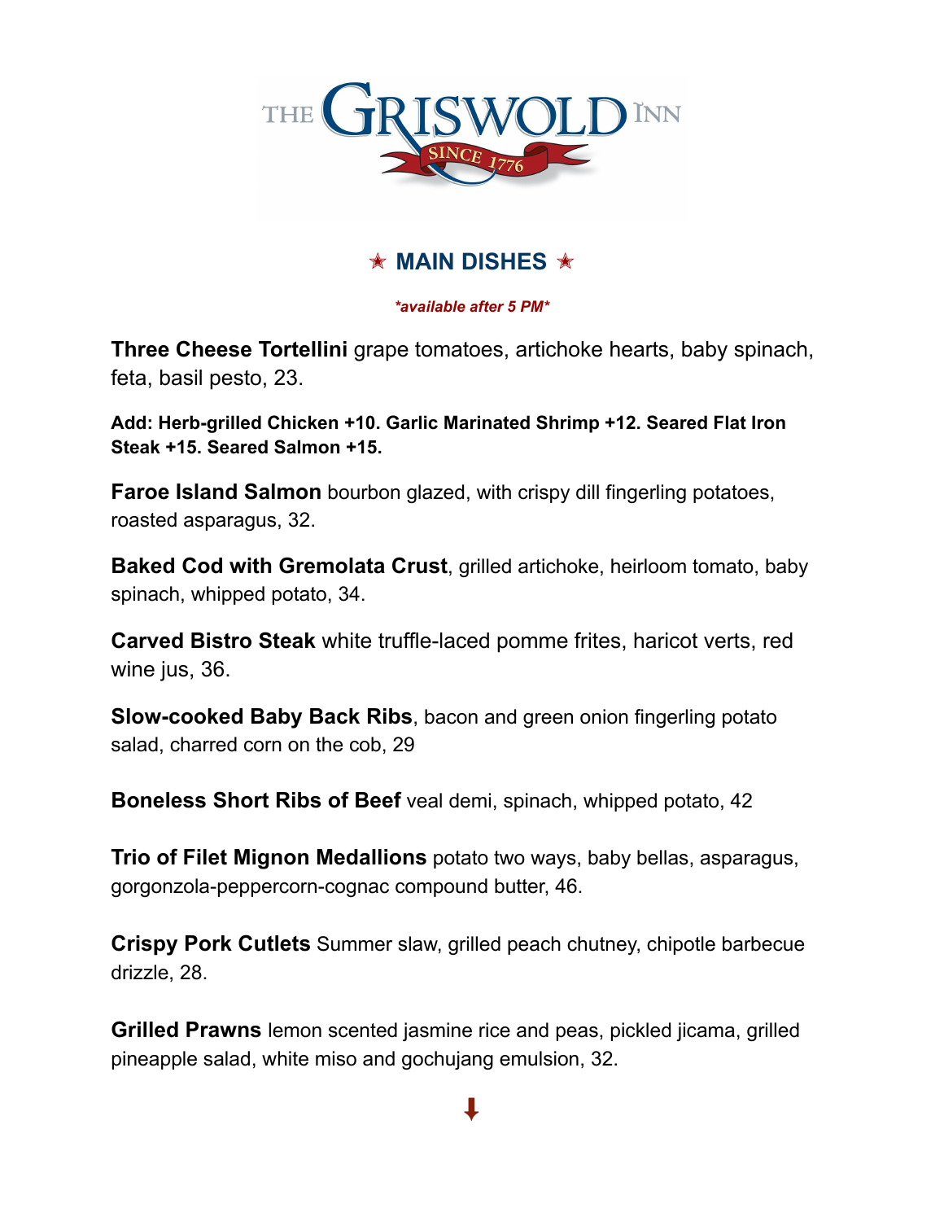# THE GRISWOLD INN

SINCE 1776

## ★ MAIN DISHES ★

***available after 5 PM***

**Three Cheese Tortellini** grape tomatoes, artichoke hearts, baby spinach, feta, basil pesto, 23.

**Add: Herb-grilled Chicken +10. Garlic Marinated Shrimp +12. Seared Flat Iron Steak +15. Seared Salmon +15.**

**Faroe Island Salmon** bourbon glazed, with crispy dill fingerling potatoes, roasted asparagus, 32.

**Baked Cod with Gremolata Crust**, grilled artichoke, heirloom tomato, baby spinach, whipped potato, 34.

**Carved Bistro Steak** white truffle-laced pomme frites, haricot verts, red wine jus, 36.

**Slow-cooked Baby Back Ribs**, bacon and green onion fingerling potato salad, charred corn on the cob, 29

**Boneless Short Ribs of Beef** veal demi, spinach, whipped potato, 42

**Trio of Filet Mignon Medallions** potato two ways, baby bellas, asparagus, gorgonzola-peppercorn-cognac compound butter, 46.

**Crispy Pork Cutlets** Summer slaw, grilled peach chutney, chipotle barbecue drizzle, 28.

**Grilled Prawns** lemon scented jasmine rice and peas, pickled jicama, grilled pineapple salad, white miso and gochujang emulsion, 32.

⬇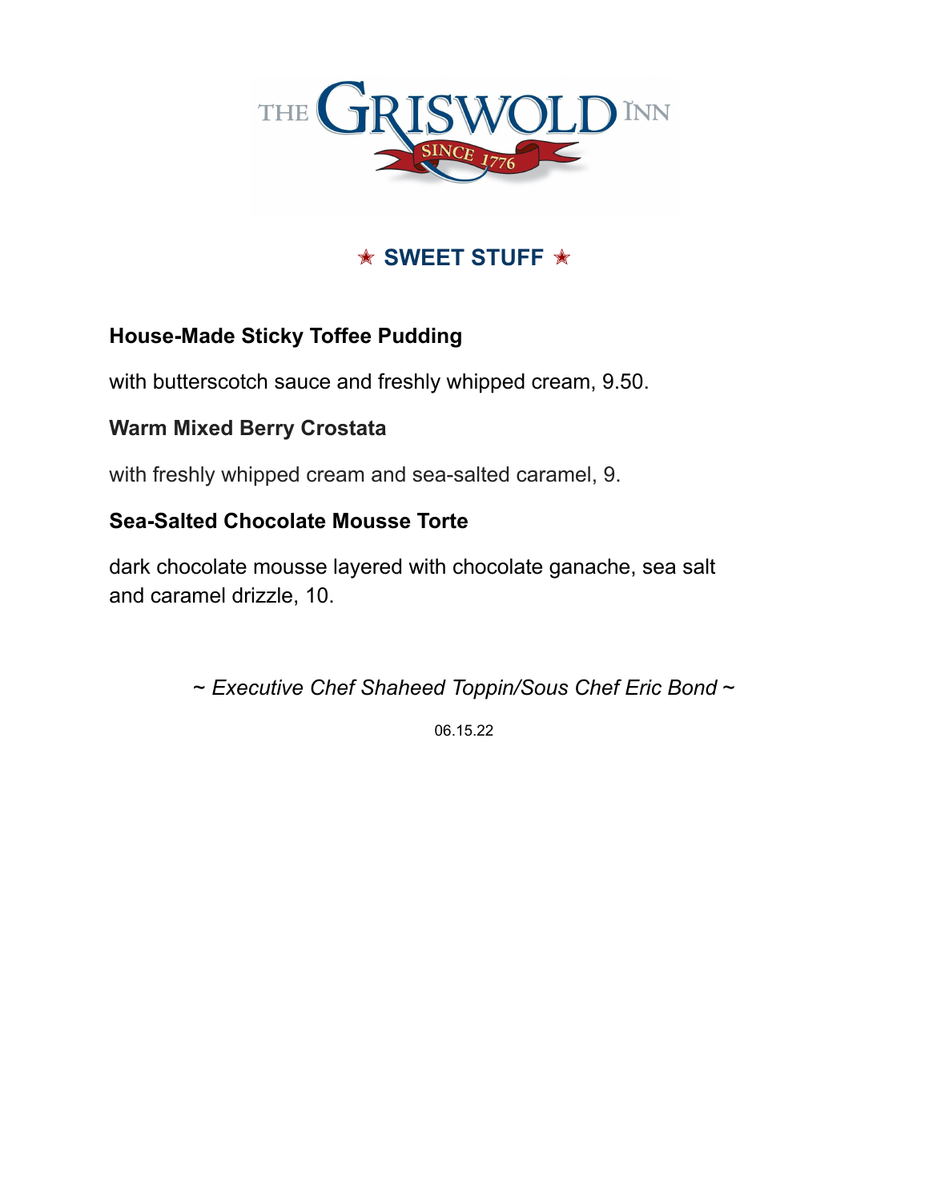THE GRISWOLD INN

SINCE 1776

## ★ SWEET STUFF ★

**House-Made Sticky Toffee Pudding**

with butterscotch sauce and freshly whipped cream, 9.50.

**Warm Mixed Berry Crostata**

with freshly whipped cream and sea-salted caramel, 9.

**Sea-Salted Chocolate Mousse Torte**

dark chocolate mousse layered with chocolate ganache, sea salt and caramel drizzle, 10.

*~ Executive Chef Shaheed Toppin/Sous Chef Eric Bond ~*

06.15.22